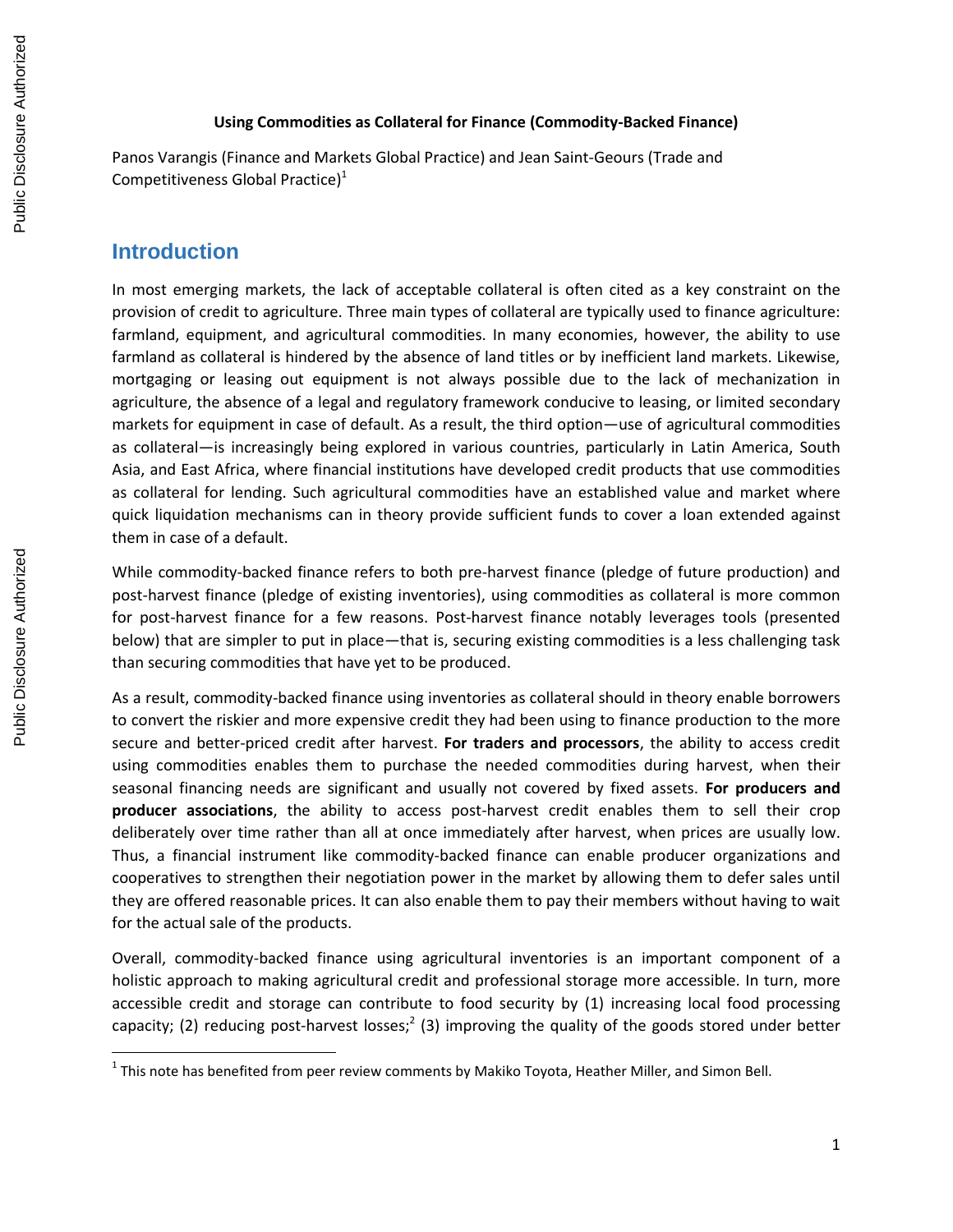**Using Commodities as Collateral for Finance (Commodity-Backed Finance)**

Panos Varangis (Finance and Markets Global Practice) and Jean Saint-Geours (Trade and Competitiveness Global Practice)[1]

## Introduction

In most emerging markets, the lack of acceptable collateral is often cited as a key constraint on the provision of credit to agriculture. Three main types of collateral are typically used to finance agriculture: farmland, equipment, and agricultural commodities. In many economies, however, the ability to use farmland as collateral is hindered by the absence of land titles or by inefficient land markets. Likewise, mortgaging or leasing out equipment is not always possible due to the lack of mechanization in agriculture, the absence of a legal and regulatory framework conducive to leasing, or limited secondary markets for equipment in case of default. As a result, the third option—use of agricultural commodities as collateral—is increasingly being explored in various countries, particularly in Latin America, South Asia, and East Africa, where financial institutions have developed credit products that use commodities as collateral for lending. Such agricultural commodities have an established value and market where quick liquidation mechanisms can in theory provide sufficient funds to cover a loan extended against them in case of a default.

While commodity-backed finance refers to both pre-harvest finance (pledge of future production) and post-harvest finance (pledge of existing inventories), using commodities as collateral is more common for post-harvest finance for a few reasons. Post-harvest finance notably leverages tools (presented below) that are simpler to put in place—that is, securing existing commodities is a less challenging task than securing commodities that have yet to be produced.

As a result, commodity-backed finance using inventories as collateral should in theory enable borrowers to convert the riskier and more expensive credit they had been using to finance production to the more secure and better-priced credit after harvest. **For traders and processors**, the ability to access credit using commodities enables them to purchase the needed commodities during harvest, when their seasonal financing needs are significant and usually not covered by fixed assets. **For producers and producer associations**, the ability to access post-harvest credit enables them to sell their crop deliberately over time rather than all at once immediately after harvest, when prices are usually low. Thus, a financial instrument like commodity-backed finance can enable producer organizations and cooperatives to strengthen their negotiation power in the market by allowing them to defer sales until they are offered reasonable prices. It can also enable them to pay their members without having to wait for the actual sale of the products.

Overall, commodity-backed finance using agricultural inventories is an important component of a holistic approach to making agricultural credit and professional storage more accessible. In turn, more accessible credit and storage can contribute to food security by (1) increasing local food processing capacity; (2) reducing post-harvest losses;[2] (3) improving the quality of the goods stored under better

[1] This note has benefited from peer review comments by Makiko Toyota, Heather Miller, and Simon Bell.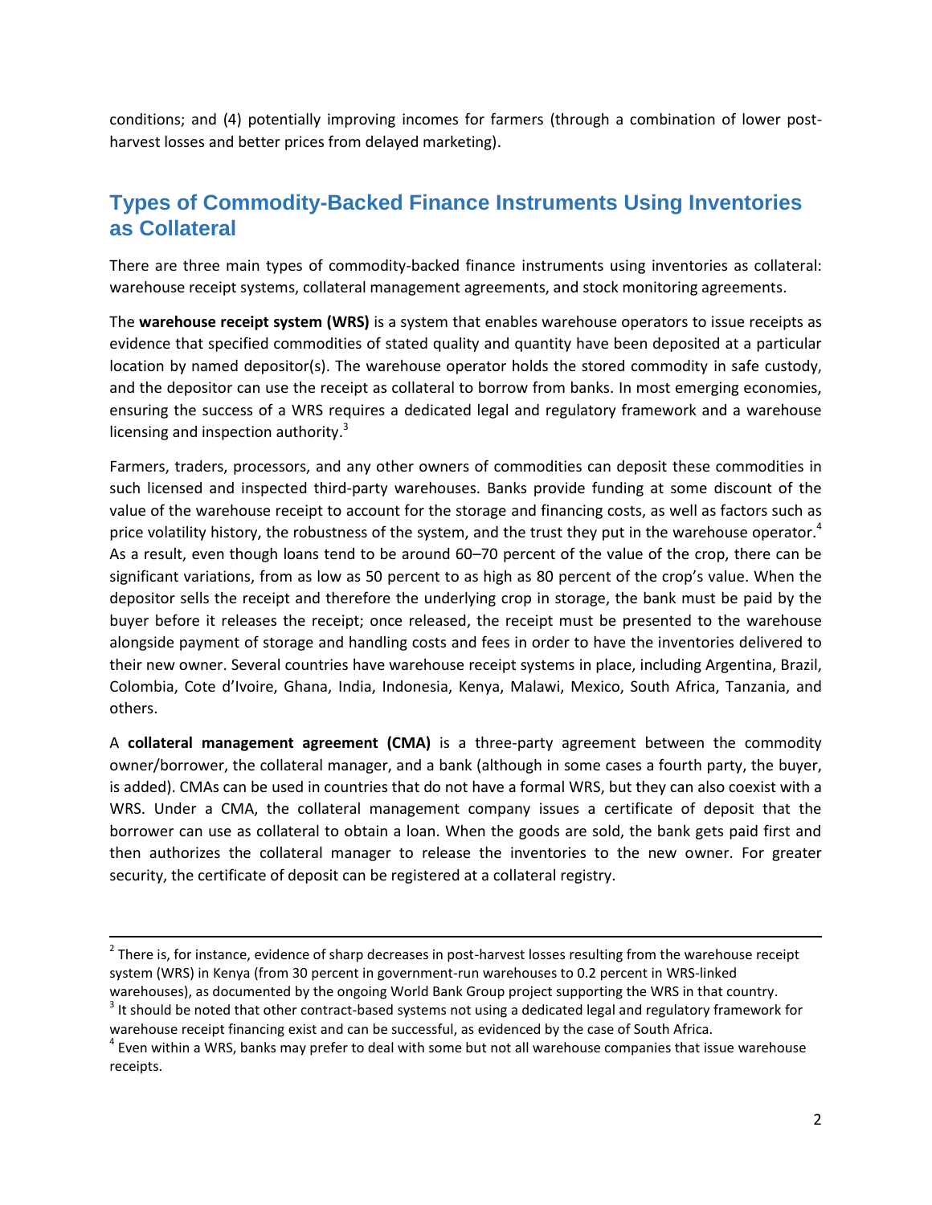conditions; and (4) potentially improving incomes for farmers (through a combination of lower post-harvest losses and better prices from delayed marketing).

## Types of Commodity-Backed Finance Instruments Using Inventories as Collateral

There are three main types of commodity-backed finance instruments using inventories as collateral: warehouse receipt systems, collateral management agreements, and stock monitoring agreements.

The **warehouse receipt system (WRS)** is a system that enables warehouse operators to issue receipts as evidence that specified commodities of stated quality and quantity have been deposited at a particular location by named depositor(s). The warehouse operator holds the stored commodity in safe custody, and the depositor can use the receipt as collateral to borrow from banks. In most emerging economies, ensuring the success of a WRS requires a dedicated legal and regulatory framework and a warehouse licensing and inspection authority.[3]

Farmers, traders, processors, and any other owners of commodities can deposit these commodities in such licensed and inspected third-party warehouses. Banks provide funding at some discount of the value of the warehouse receipt to account for the storage and financing costs, as well as factors such as price volatility history, the robustness of the system, and the trust they put in the warehouse operator.[4] As a result, even though loans tend to be around 60–70 percent of the value of the crop, there can be significant variations, from as low as 50 percent to as high as 80 percent of the crop's value. When the depositor sells the receipt and therefore the underlying crop in storage, the bank must be paid by the buyer before it releases the receipt; once released, the receipt must be presented to the warehouse alongside payment of storage and handling costs and fees in order to have the inventories delivered to their new owner. Several countries have warehouse receipt systems in place, including Argentina, Brazil, Colombia, Cote d'Ivoire, Ghana, India, Indonesia, Kenya, Malawi, Mexico, South Africa, Tanzania, and others.

A **collateral management agreement (CMA)** is a three-party agreement between the commodity owner/borrower, the collateral manager, and a bank (although in some cases a fourth party, the buyer, is added). CMAs can be used in countries that do not have a formal WRS, but they can also coexist with a WRS. Under a CMA, the collateral management company issues a certificate of deposit that the borrower can use as collateral to obtain a loan. When the goods are sold, the bank gets paid first and then authorizes the collateral manager to release the inventories to the new owner. For greater security, the certificate of deposit can be registered at a collateral registry.

---

[2] There is, for instance, evidence of sharp decreases in post-harvest losses resulting from the warehouse receipt system (WRS) in Kenya (from 30 percent in government-run warehouses to 0.2 percent in WRS-linked warehouses), as documented by the ongoing World Bank Group project supporting the WRS in that country.

[3] It should be noted that other contract-based systems not using a dedicated legal and regulatory framework for warehouse receipt financing exist and can be successful, as evidenced by the case of South Africa.

[4] Even within a WRS, banks may prefer to deal with some but not all warehouse companies that issue warehouse receipts.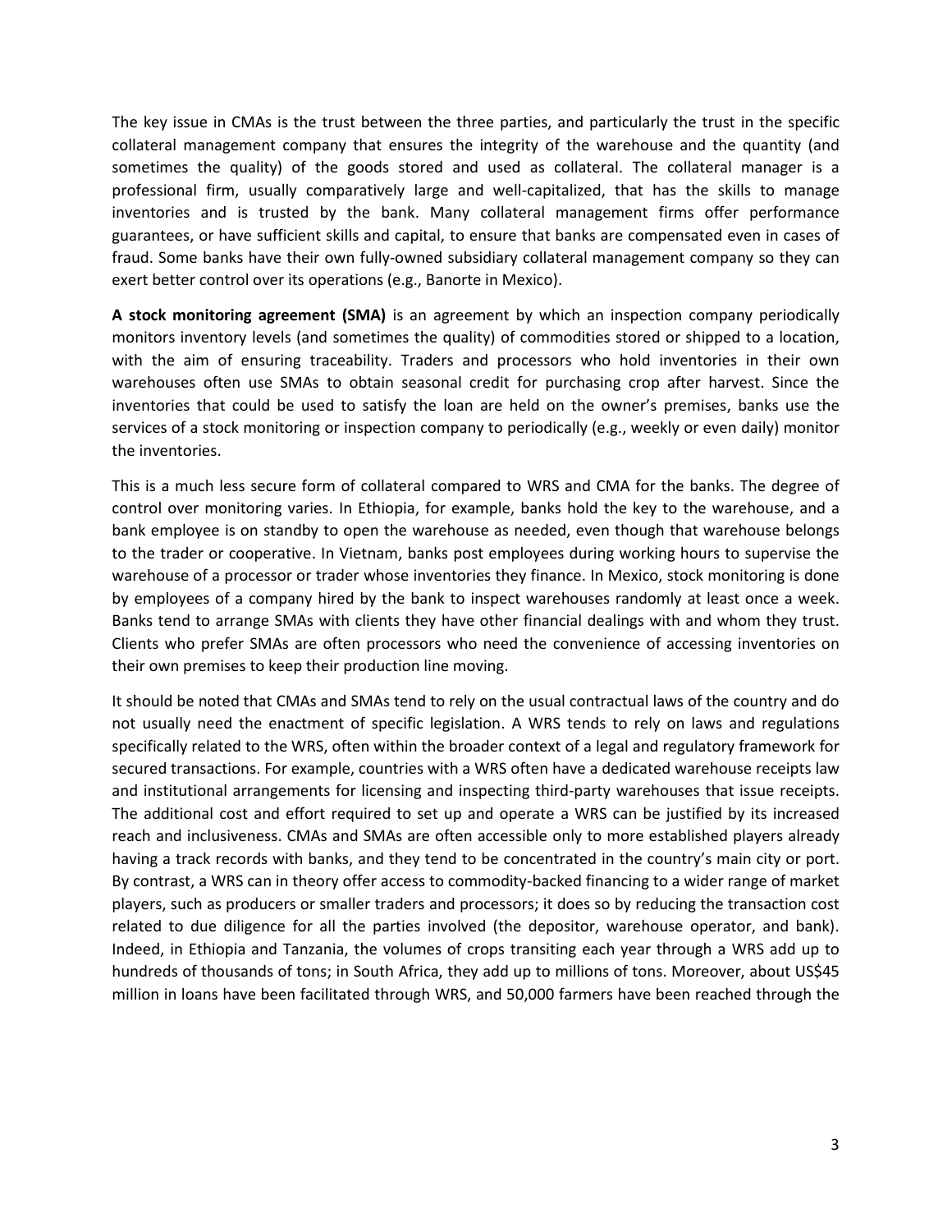The key issue in CMAs is the trust between the three parties, and particularly the trust in the specific collateral management company that ensures the integrity of the warehouse and the quantity (and sometimes the quality) of the goods stored and used as collateral. The collateral manager is a professional firm, usually comparatively large and well-capitalized, that has the skills to manage inventories and is trusted by the bank. Many collateral management firms offer performance guarantees, or have sufficient skills and capital, to ensure that banks are compensated even in cases of fraud. Some banks have their own fully-owned subsidiary collateral management company so they can exert better control over its operations (e.g., Banorte in Mexico).

**A stock monitoring agreement (SMA)** is an agreement by which an inspection company periodically monitors inventory levels (and sometimes the quality) of commodities stored or shipped to a location, with the aim of ensuring traceability. Traders and processors who hold inventories in their own warehouses often use SMAs to obtain seasonal credit for purchasing crop after harvest. Since the inventories that could be used to satisfy the loan are held on the owner's premises, banks use the services of a stock monitoring or inspection company to periodically (e.g., weekly or even daily) monitor the inventories.

This is a much less secure form of collateral compared to WRS and CMA for the banks. The degree of control over monitoring varies. In Ethiopia, for example, banks hold the key to the warehouse, and a bank employee is on standby to open the warehouse as needed, even though that warehouse belongs to the trader or cooperative. In Vietnam, banks post employees during working hours to supervise the warehouse of a processor or trader whose inventories they finance. In Mexico, stock monitoring is done by employees of a company hired by the bank to inspect warehouses randomly at least once a week. Banks tend to arrange SMAs with clients they have other financial dealings with and whom they trust. Clients who prefer SMAs are often processors who need the convenience of accessing inventories on their own premises to keep their production line moving.

It should be noted that CMAs and SMAs tend to rely on the usual contractual laws of the country and do not usually need the enactment of specific legislation. A WRS tends to rely on laws and regulations specifically related to the WRS, often within the broader context of a legal and regulatory framework for secured transactions. For example, countries with a WRS often have a dedicated warehouse receipts law and institutional arrangements for licensing and inspecting third-party warehouses that issue receipts. The additional cost and effort required to set up and operate a WRS can be justified by its increased reach and inclusiveness. CMAs and SMAs are often accessible only to more established players already having a track records with banks, and they tend to be concentrated in the country's main city or port. By contrast, a WRS can in theory offer access to commodity-backed financing to a wider range of market players, such as producers or smaller traders and processors; it does so by reducing the transaction cost related to due diligence for all the parties involved (the depositor, warehouse operator, and bank). Indeed, in Ethiopia and Tanzania, the volumes of crops transiting each year through a WRS add up to hundreds of thousands of tons; in South Africa, they add up to millions of tons. Moreover, about US$45 million in loans have been facilitated through WRS, and 50,000 farmers have been reached through the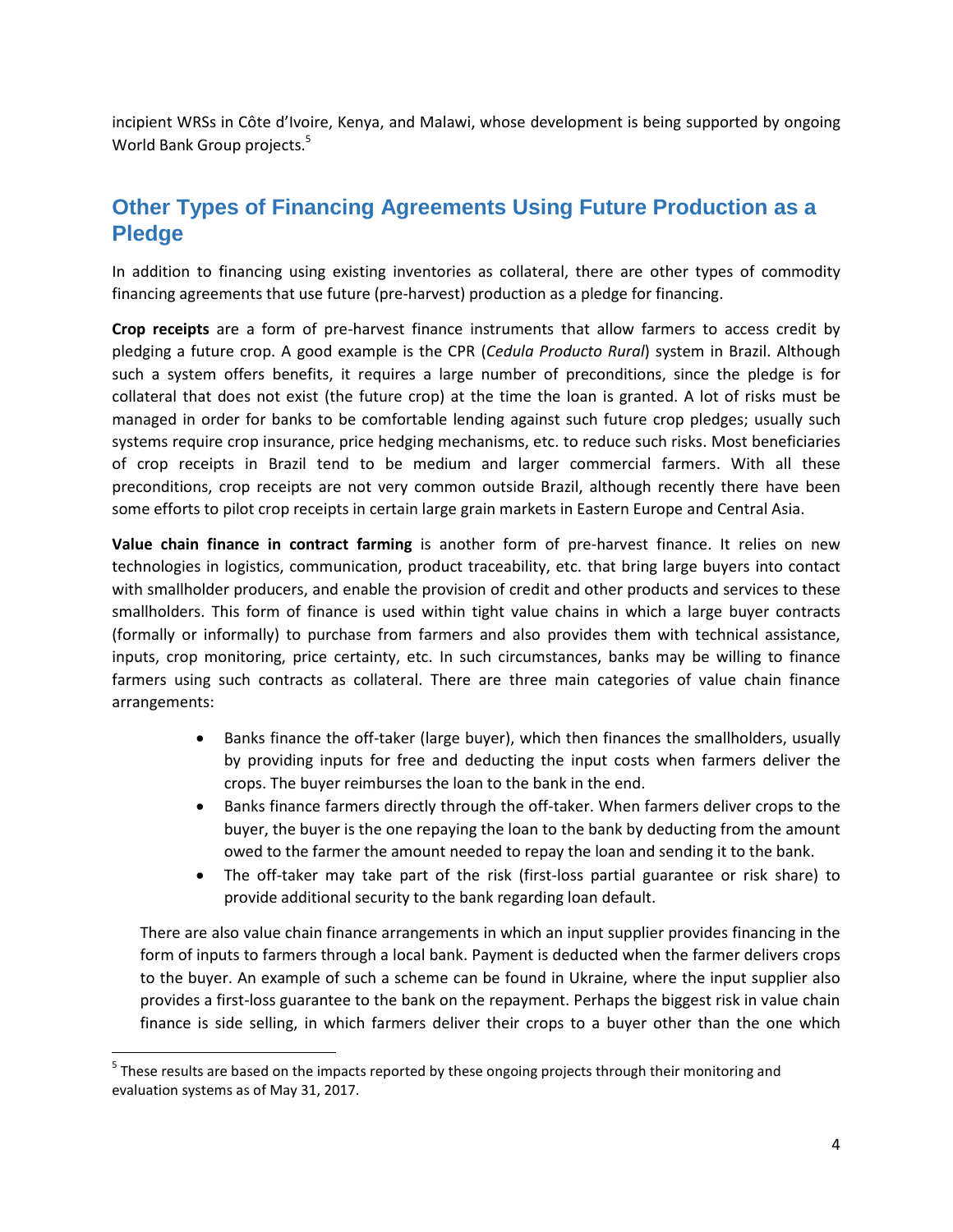incipient WRSs in Côte d'Ivoire, Kenya, and Malawi, whose development is being supported by ongoing World Bank Group projects.[5]

## Other Types of Financing Agreements Using Future Production as a Pledge

In addition to financing using existing inventories as collateral, there are other types of commodity financing agreements that use future (pre-harvest) production as a pledge for financing.

**Crop receipts** are a form of pre-harvest finance instruments that allow farmers to access credit by pledging a future crop. A good example is the CPR (*Cedula Producto Rural*) system in Brazil. Although such a system offers benefits, it requires a large number of preconditions, since the pledge is for collateral that does not exist (the future crop) at the time the loan is granted. A lot of risks must be managed in order for banks to be comfortable lending against such future crop pledges; usually such systems require crop insurance, price hedging mechanisms, etc. to reduce such risks. Most beneficiaries of crop receipts in Brazil tend to be medium and larger commercial farmers. With all these preconditions, crop receipts are not very common outside Brazil, although recently there have been some efforts to pilot crop receipts in certain large grain markets in Eastern Europe and Central Asia.

**Value chain finance in contract farming** is another form of pre-harvest finance. It relies on new technologies in logistics, communication, product traceability, etc. that bring large buyers into contact with smallholder producers, and enable the provision of credit and other products and services to these smallholders. This form of finance is used within tight value chains in which a large buyer contracts (formally or informally) to purchase from farmers and also provides them with technical assistance, inputs, crop monitoring, price certainty, etc. In such circumstances, banks may be willing to finance farmers using such contracts as collateral. There are three main categories of value chain finance arrangements:

- Banks finance the off-taker (large buyer), which then finances the smallholders, usually by providing inputs for free and deducting the input costs when farmers deliver the crops. The buyer reimburses the loan to the bank in the end.
- Banks finance farmers directly through the off-taker. When farmers deliver crops to the buyer, the buyer is the one repaying the loan to the bank by deducting from the amount owed to the farmer the amount needed to repay the loan and sending it to the bank.
- The off-taker may take part of the risk (first-loss partial guarantee or risk share) to provide additional security to the bank regarding loan default.

There are also value chain finance arrangements in which an input supplier provides financing in the form of inputs to farmers through a local bank. Payment is deducted when the farmer delivers crops to the buyer. An example of such a scheme can be found in Ukraine, where the input supplier also provides a first-loss guarantee to the bank on the repayment. Perhaps the biggest risk in value chain finance is side selling, in which farmers deliver their crops to a buyer other than the one which

[5] These results are based on the impacts reported by these ongoing projects through their monitoring and evaluation systems as of May 31, 2017.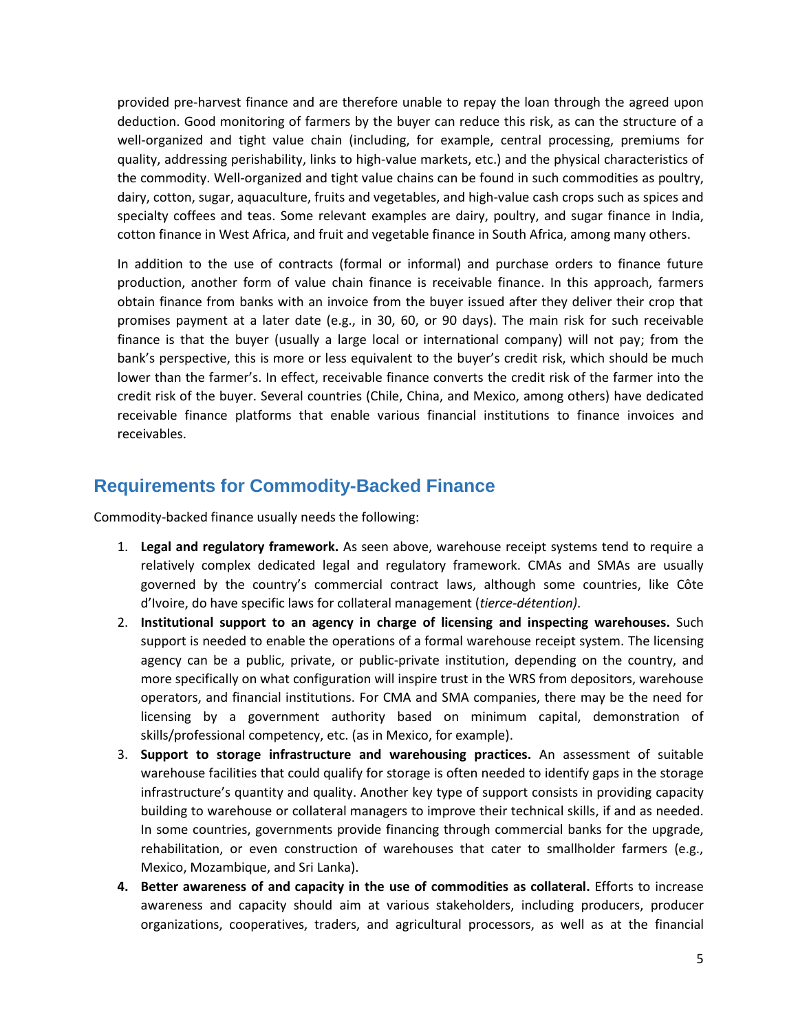provided pre-harvest finance and are therefore unable to repay the loan through the agreed upon deduction. Good monitoring of farmers by the buyer can reduce this risk, as can the structure of a well-organized and tight value chain (including, for example, central processing, premiums for quality, addressing perishability, links to high-value markets, etc.) and the physical characteristics of the commodity. Well-organized and tight value chains can be found in such commodities as poultry, dairy, cotton, sugar, aquaculture, fruits and vegetables, and high-value cash crops such as spices and specialty coffees and teas. Some relevant examples are dairy, poultry, and sugar finance in India, cotton finance in West Africa, and fruit and vegetable finance in South Africa, among many others.

In addition to the use of contracts (formal or informal) and purchase orders to finance future production, another form of value chain finance is receivable finance. In this approach, farmers obtain finance from banks with an invoice from the buyer issued after they deliver their crop that promises payment at a later date (e.g., in 30, 60, or 90 days). The main risk for such receivable finance is that the buyer (usually a large local or international company) will not pay; from the bank's perspective, this is more or less equivalent to the buyer's credit risk, which should be much lower than the farmer's. In effect, receivable finance converts the credit risk of the farmer into the credit risk of the buyer. Several countries (Chile, China, and Mexico, among others) have dedicated receivable finance platforms that enable various financial institutions to finance invoices and receivables.

## Requirements for Commodity-Backed Finance

Commodity-backed finance usually needs the following:

1. **Legal and regulatory framework.** As seen above, warehouse receipt systems tend to require a relatively complex dedicated legal and regulatory framework. CMAs and SMAs are usually governed by the country's commercial contract laws, although some countries, like Côte d'Ivoire, do have specific laws for collateral management (*tierce-détention)*.
2. **Institutional support to an agency in charge of licensing and inspecting warehouses.** Such support is needed to enable the operations of a formal warehouse receipt system. The licensing agency can be a public, private, or public-private institution, depending on the country, and more specifically on what configuration will inspire trust in the WRS from depositors, warehouse operators, and financial institutions. For CMA and SMA companies, there may be the need for licensing by a government authority based on minimum capital, demonstration of skills/professional competency, etc. (as in Mexico, for example).
3. **Support to storage infrastructure and warehousing practices.** An assessment of suitable warehouse facilities that could qualify for storage is often needed to identify gaps in the storage infrastructure's quantity and quality. Another key type of support consists in providing capacity building to warehouse or collateral managers to improve their technical skills, if and as needed. In some countries, governments provide financing through commercial banks for the upgrade, rehabilitation, or even construction of warehouses that cater to smallholder farmers (e.g., Mexico, Mozambique, and Sri Lanka).
4. **Better awareness of and capacity in the use of commodities as collateral.** Efforts to increase awareness and capacity should aim at various stakeholders, including producers, producer organizations, cooperatives, traders, and agricultural processors, as well as at the financial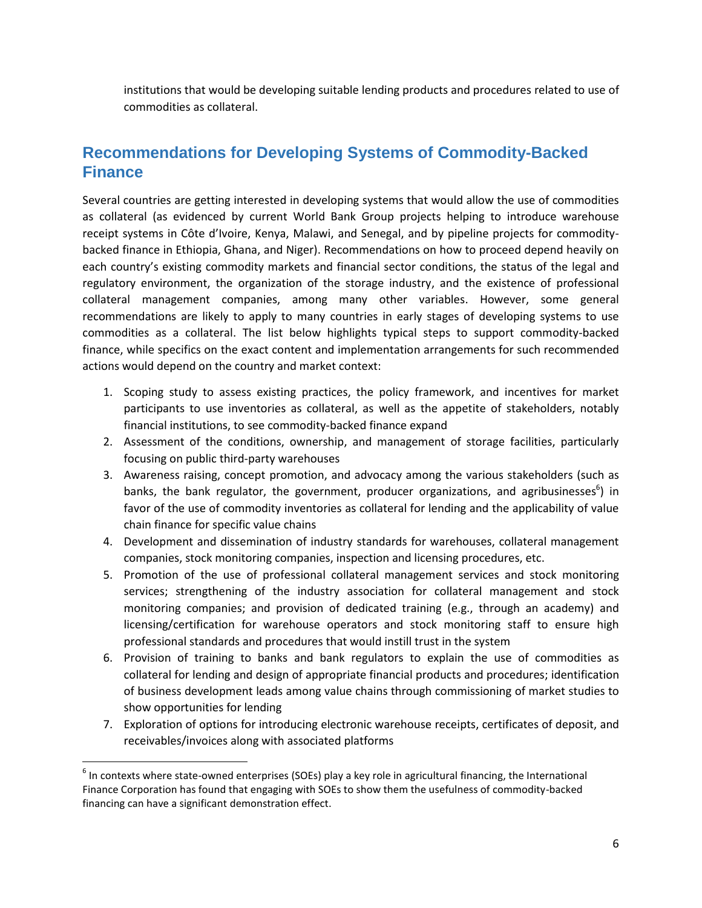institutions that would be developing suitable lending products and procedures related to use of commodities as collateral.

## Recommendations for Developing Systems of Commodity-Backed Finance

Several countries are getting interested in developing systems that would allow the use of commodities as collateral (as evidenced by current World Bank Group projects helping to introduce warehouse receipt systems in Côte d'Ivoire, Kenya, Malawi, and Senegal, and by pipeline projects for commodity-backed finance in Ethiopia, Ghana, and Niger). Recommendations on how to proceed depend heavily on each country's existing commodity markets and financial sector conditions, the status of the legal and regulatory environment, the organization of the storage industry, and the existence of professional collateral management companies, among many other variables. However, some general recommendations are likely to apply to many countries in early stages of developing systems to use commodities as a collateral. The list below highlights typical steps to support commodity-backed finance, while specifics on the exact content and implementation arrangements for such recommended actions would depend on the country and market context:

1. Scoping study to assess existing practices, the policy framework, and incentives for market participants to use inventories as collateral, as well as the appetite of stakeholders, notably financial institutions, to see commodity-backed finance expand
2. Assessment of the conditions, ownership, and management of storage facilities, particularly focusing on public third-party warehouses
3. Awareness raising, concept promotion, and advocacy among the various stakeholders (such as banks, the bank regulator, the government, producer organizations, and agribusinesses[6]) in favor of the use of commodity inventories as collateral for lending and the applicability of value chain finance for specific value chains
4. Development and dissemination of industry standards for warehouses, collateral management companies, stock monitoring companies, inspection and licensing procedures, etc.
5. Promotion of the use of professional collateral management services and stock monitoring services; strengthening of the industry association for collateral management and stock monitoring companies; and provision of dedicated training (e.g., through an academy) and licensing/certification for warehouse operators and stock monitoring staff to ensure high professional standards and procedures that would instill trust in the system
6. Provision of training to banks and bank regulators to explain the use of commodities as collateral for lending and design of appropriate financial products and procedures; identification of business development leads among value chains through commissioning of market studies to show opportunities for lending
7. Exploration of options for introducing electronic warehouse receipts, certificates of deposit, and receivables/invoices along with associated platforms

[6] In contexts where state-owned enterprises (SOEs) play a key role in agricultural financing, the International Finance Corporation has found that engaging with SOEs to show them the usefulness of commodity-backed financing can have a significant demonstration effect.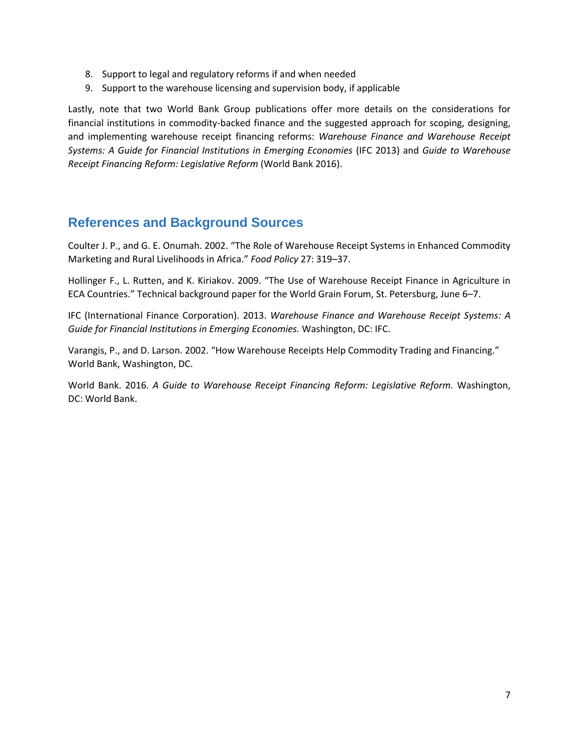8. Support to legal and regulatory reforms if and when needed
9. Support to the warehouse licensing and supervision body, if applicable

Lastly, note that two World Bank Group publications offer more details on the considerations for financial institutions in commodity-backed finance and the suggested approach for scoping, designing, and implementing warehouse receipt financing reforms: *Warehouse Finance and Warehouse Receipt Systems: A Guide for Financial Institutions in Emerging Economies* (IFC 2013) and *Guide to Warehouse Receipt Financing Reform: Legislative Reform* (World Bank 2016).

## References and Background Sources

Coulter J. P., and G. E. Onumah. 2002. "The Role of Warehouse Receipt Systems in Enhanced Commodity Marketing and Rural Livelihoods in Africa." *Food Policy* 27: 319–37.

Hollinger F., L. Rutten, and K. Kiriakov. 2009. "The Use of Warehouse Receipt Finance in Agriculture in ECA Countries." Technical background paper for the World Grain Forum, St. Petersburg, June 6–7.

IFC (International Finance Corporation). 2013. *Warehouse Finance and Warehouse Receipt Systems: A Guide for Financial Institutions in Emerging Economies.* Washington, DC: IFC.

Varangis, P., and D. Larson. 2002. "How Warehouse Receipts Help Commodity Trading and Financing." World Bank, Washington, DC.

World Bank. 2016. *A Guide to Warehouse Receipt Financing Reform: Legislative Reform.* Washington, DC: World Bank.